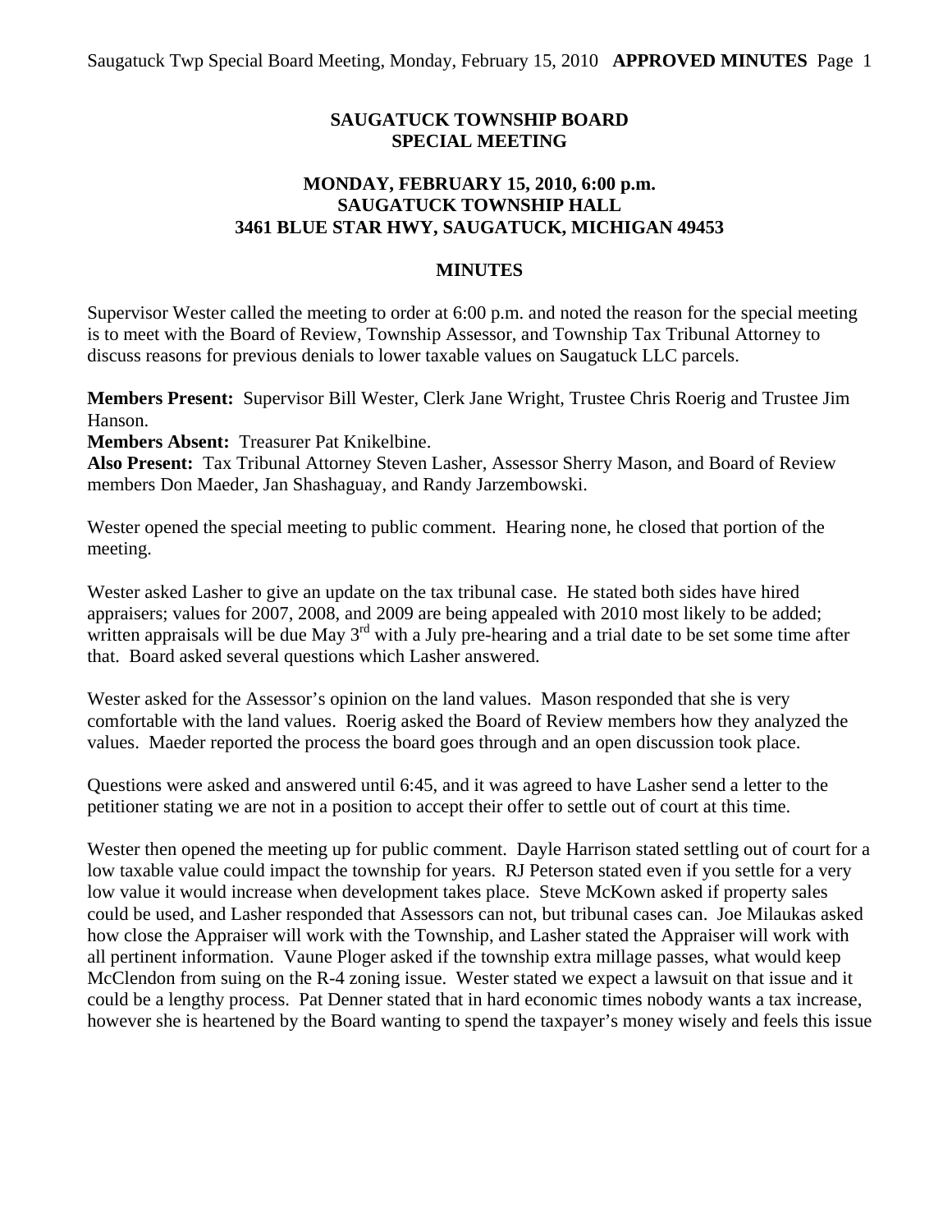# SAUGATUCK TOWNSHIP BOARD
## SPECIAL MEETING

### MONDAY, FEBRUARY 15, 2010, 6:00 p.m.
### SAUGATUCK TOWNSHIP HALL
### 3461 BLUE STAR HWY, SAUGATUCK, MICHIGAN 49453

## MINUTES

Supervisor Wester called the meeting to order at 6:00 p.m. and noted the reason for the special meeting is to meet with the Board of Review, Township Assessor, and Township Tax Tribunal Attorney to discuss reasons for previous denials to lower taxable values on Saugatuck LLC parcels.

**Members Present:** Supervisor Bill Wester, Clerk Jane Wright, Trustee Chris Roerig and Trustee Jim Hanson.
**Members Absent:** Treasurer Pat Knikelbine.
**Also Present:** Tax Tribunal Attorney Steven Lasher, Assessor Sherry Mason, and Board of Review members Don Maeder, Jan Shashaguay, and Randy Jarzembowski.

Wester opened the special meeting to public comment. Hearing none, he closed that portion of the meeting.

Wester asked Lasher to give an update on the tax tribunal case. He stated both sides have hired appraisers; values for 2007, 2008, and 2009 are being appealed with 2010 most likely to be added; written appraisals will be due May 3rd with a July pre-hearing and a trial date to be set some time after that. Board asked several questions which Lasher answered.

Wester asked for the Assessor's opinion on the land values. Mason responded that she is very comfortable with the land values. Roerig asked the Board of Review members how they analyzed the values. Maeder reported the process the board goes through and an open discussion took place.

Questions were asked and answered until 6:45, and it was agreed to have Lasher send a letter to the petitioner stating we are not in a position to accept their offer to settle out of court at this time.

Wester then opened the meeting up for public comment. Dayle Harrison stated settling out of court for a low taxable value could impact the township for years. RJ Peterson stated even if you settle for a very low value it would increase when development takes place. Steve McKown asked if property sales could be used, and Lasher responded that Assessors can not, but tribunal cases can. Joe Milaukas asked how close the Appraiser will work with the Township, and Lasher stated the Appraiser will work with all pertinent information. Vaune Ploger asked if the township extra millage passes, what would keep McClendon from suing on the R-4 zoning issue. Wester stated we expect a lawsuit on that issue and it could be a lengthy process. Pat Denner stated that in hard economic times nobody wants a tax increase, however she is heartened by the Board wanting to spend the taxpayer's money wisely and feels this issue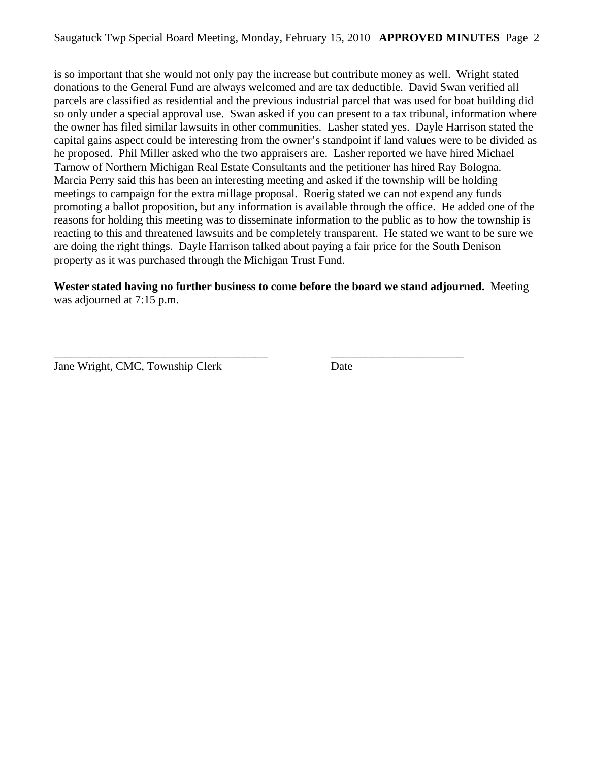is so important that she would not only pay the increase but contribute money as well. Wright stated donations to the General Fund are always welcomed and are tax deductible. David Swan verified all parcels are classified as residential and the previous industrial parcel that was used for boat building did so only under a special approval use. Swan asked if you can present to a tax tribunal, information where the owner has filed similar lawsuits in other communities. Lasher stated yes. Dayle Harrison stated the capital gains aspect could be interesting from the owner's standpoint if land values were to be divided as he proposed. Phil Miller asked who the two appraisers are. Lasher reported we have hired Michael Tarnow of Northern Michigan Real Estate Consultants and the petitioner has hired Ray Bologna. Marcia Perry said this has been an interesting meeting and asked if the township will be holding meetings to campaign for the extra millage proposal. Roerig stated we can not expend any funds promoting a ballot proposition, but any information is available through the office. He added one of the reasons for holding this meeting was to disseminate information to the public as to how the township is reacting to this and threatened lawsuits and be completely transparent. He stated we want to be sure we are doing the right things. Dayle Harrison talked about paying a fair price for the South Denison property as it was purchased through the Michigan Trust Fund.

**Wester stated having no further business to come before the board we stand adjourned.** Meeting was adjourned at 7:15 p.m.

_____________________________________ &nbsp;&nbsp;&nbsp;&nbsp;&nbsp;&nbsp;&nbsp;&nbsp;&nbsp;&nbsp;&nbsp;&nbsp;&nbsp;&nbsp;&nbsp;&nbsp;_______________________

Jane Wright, CMC, Township Clerk &nbsp;&nbsp;&nbsp;&nbsp;&nbsp;&nbsp;&nbsp;&nbsp;&nbsp;&nbsp;&nbsp;&nbsp;&nbsp;&nbsp;&nbsp;&nbsp;&nbsp;&nbsp;&nbsp;&nbsp;&nbsp;&nbsp;Date